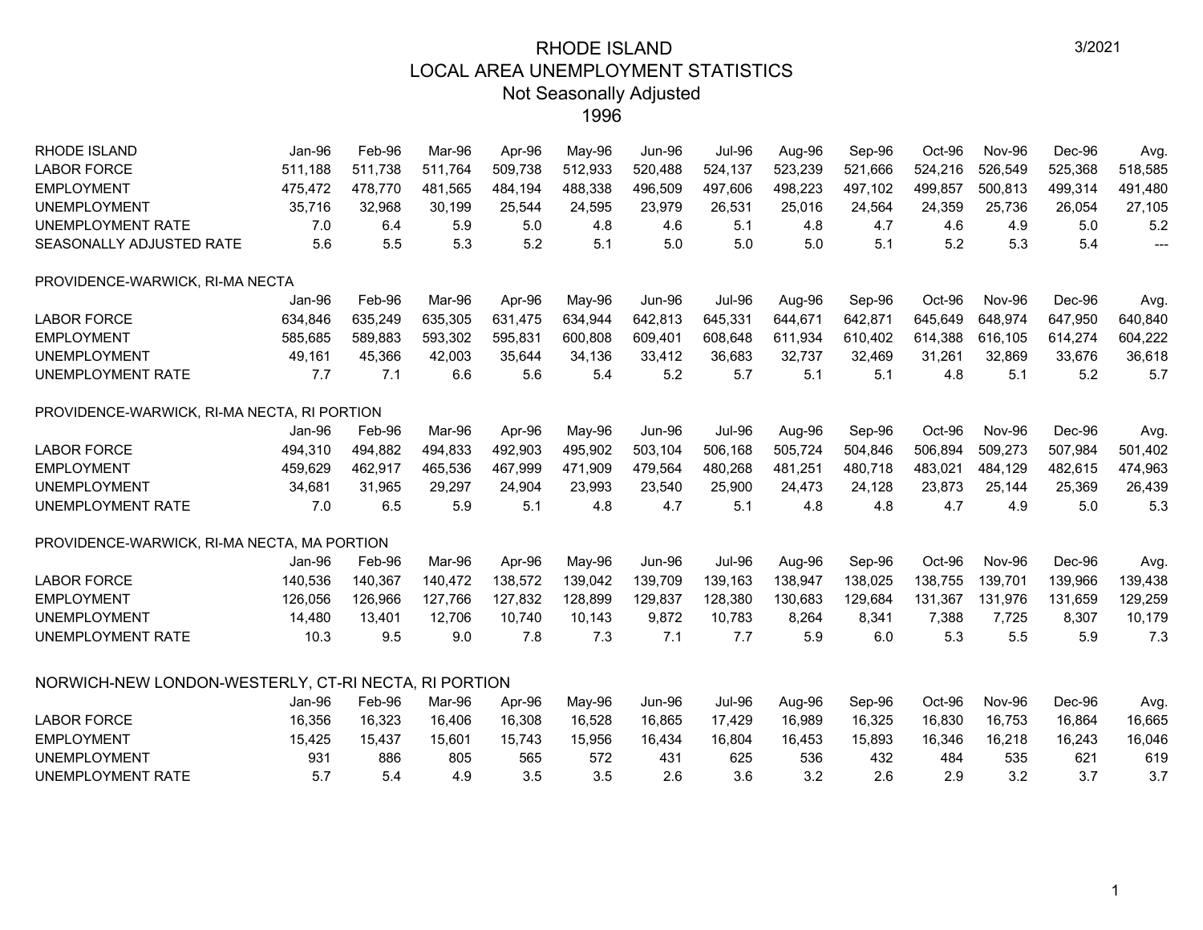# RHODE ISLAND
## LOCAL AREA UNEMPLOYMENT STATISTICS
### Not Seasonally Adjusted
### 1996

3/2021

| RHODE ISLAND | Jan-96 | Feb-96 | Mar-96 | Apr-96 | May-96 | Jun-96 | Jul-96 | Aug-96 | Sep-96 | Oct-96 | Nov-96 | Dec-96 | Avg. |
|---|---|---|---|---|---|---|---|---|---|---|---|---|---|
| LABOR FORCE | 511,188 | 511,738 | 511,764 | 509,738 | 512,933 | 520,488 | 524,137 | 523,239 | 521,666 | 524,216 | 526,549 | 525,368 | 518,585 |
| EMPLOYMENT | 475,472 | 478,770 | 481,565 | 484,194 | 488,338 | 496,509 | 497,606 | 498,223 | 497,102 | 499,857 | 500,813 | 499,314 | 491,480 |
| UNEMPLOYMENT | 35,716 | 32,968 | 30,199 | 25,544 | 24,595 | 23,979 | 26,531 | 25,016 | 24,564 | 24,359 | 25,736 | 26,054 | 27,105 |
| UNEMPLOYMENT RATE | 7.0 | 6.4 | 5.9 | 5.0 | 4.8 | 4.6 | 5.1 | 4.8 | 4.7 | 4.6 | 4.9 | 5.0 | 5.2 |
| SEASONALLY ADJUSTED RATE | 5.6 | 5.5 | 5.3 | 5.2 | 5.1 | 5.0 | 5.0 | 5.0 | 5.1 | 5.2 | 5.3 | 5.4 | --- |

PROVIDENCE-WARWICK, RI-MA NECTA

| | Jan-96 | Feb-96 | Mar-96 | Apr-96 | May-96 | Jun-96 | Jul-96 | Aug-96 | Sep-96 | Oct-96 | Nov-96 | Dec-96 | Avg. |
|---|---|---|---|---|---|---|---|---|---|---|---|---|---|
| LABOR FORCE | 634,846 | 635,249 | 635,305 | 631,475 | 634,944 | 642,813 | 645,331 | 644,671 | 642,871 | 645,649 | 648,974 | 647,950 | 640,840 |
| EMPLOYMENT | 585,685 | 589,883 | 593,302 | 595,831 | 600,808 | 609,401 | 608,648 | 611,934 | 610,402 | 614,388 | 616,105 | 614,274 | 604,222 |
| UNEMPLOYMENT | 49,161 | 45,366 | 42,003 | 35,644 | 34,136 | 33,412 | 36,683 | 32,737 | 32,469 | 31,261 | 32,869 | 33,676 | 36,618 |
| UNEMPLOYMENT RATE | 7.7 | 7.1 | 6.6 | 5.6 | 5.4 | 5.2 | 5.7 | 5.1 | 5.1 | 4.8 | 5.1 | 5.2 | 5.7 |

PROVIDENCE-WARWICK, RI-MA NECTA, RI PORTION

| | Jan-96 | Feb-96 | Mar-96 | Apr-96 | May-96 | Jun-96 | Jul-96 | Aug-96 | Sep-96 | Oct-96 | Nov-96 | Dec-96 | Avg. |
|---|---|---|---|---|---|---|---|---|---|---|---|---|---|
| LABOR FORCE | 494,310 | 494,882 | 494,833 | 492,903 | 495,902 | 503,104 | 506,168 | 505,724 | 504,846 | 506,894 | 509,273 | 507,984 | 501,402 |
| EMPLOYMENT | 459,629 | 462,917 | 465,536 | 467,999 | 471,909 | 479,564 | 480,268 | 481,251 | 480,718 | 483,021 | 484,129 | 482,615 | 474,963 |
| UNEMPLOYMENT | 34,681 | 31,965 | 29,297 | 24,904 | 23,993 | 23,540 | 25,900 | 24,473 | 24,128 | 23,873 | 25,144 | 25,369 | 26,439 |
| UNEMPLOYMENT RATE | 7.0 | 6.5 | 5.9 | 5.1 | 4.8 | 4.7 | 5.1 | 4.8 | 4.8 | 4.7 | 4.9 | 5.0 | 5.3 |

PROVIDENCE-WARWICK, RI-MA NECTA, MA PORTION

| | Jan-96 | Feb-96 | Mar-96 | Apr-96 | May-96 | Jun-96 | Jul-96 | Aug-96 | Sep-96 | Oct-96 | Nov-96 | Dec-96 | Avg. |
|---|---|---|---|---|---|---|---|---|---|---|---|---|---|
| LABOR FORCE | 140,536 | 140,367 | 140,472 | 138,572 | 139,042 | 139,709 | 139,163 | 138,947 | 138,025 | 138,755 | 139,701 | 139,966 | 139,438 |
| EMPLOYMENT | 126,056 | 126,966 | 127,766 | 127,832 | 128,899 | 129,837 | 128,380 | 130,683 | 129,684 | 131,367 | 131,976 | 131,659 | 129,259 |
| UNEMPLOYMENT | 14,480 | 13,401 | 12,706 | 10,740 | 10,143 | 9,872 | 10,783 | 8,264 | 8,341 | 7,388 | 7,725 | 8,307 | 10,179 |
| UNEMPLOYMENT RATE | 10.3 | 9.5 | 9.0 | 7.8 | 7.3 | 7.1 | 7.7 | 5.9 | 6.0 | 5.3 | 5.5 | 5.9 | 7.3 |

NORWICH-NEW LONDON-WESTERLY, CT-RI NECTA, RI PORTION

| | Jan-96 | Feb-96 | Mar-96 | Apr-96 | May-96 | Jun-96 | Jul-96 | Aug-96 | Sep-96 | Oct-96 | Nov-96 | Dec-96 | Avg. |
|---|---|---|---|---|---|---|---|---|---|---|---|---|---|
| LABOR FORCE | 16,356 | 16,323 | 16,406 | 16,308 | 16,528 | 16,865 | 17,429 | 16,989 | 16,325 | 16,830 | 16,753 | 16,864 | 16,665 |
| EMPLOYMENT | 15,425 | 15,437 | 15,601 | 15,743 | 15,956 | 16,434 | 16,804 | 16,453 | 15,893 | 16,346 | 16,218 | 16,243 | 16,046 |
| UNEMPLOYMENT | 931 | 886 | 805 | 565 | 572 | 431 | 625 | 536 | 432 | 484 | 535 | 621 | 619 |
| UNEMPLOYMENT RATE | 5.7 | 5.4 | 4.9 | 3.5 | 3.5 | 2.6 | 3.6 | 3.2 | 2.6 | 2.9 | 3.2 | 3.7 | 3.7 |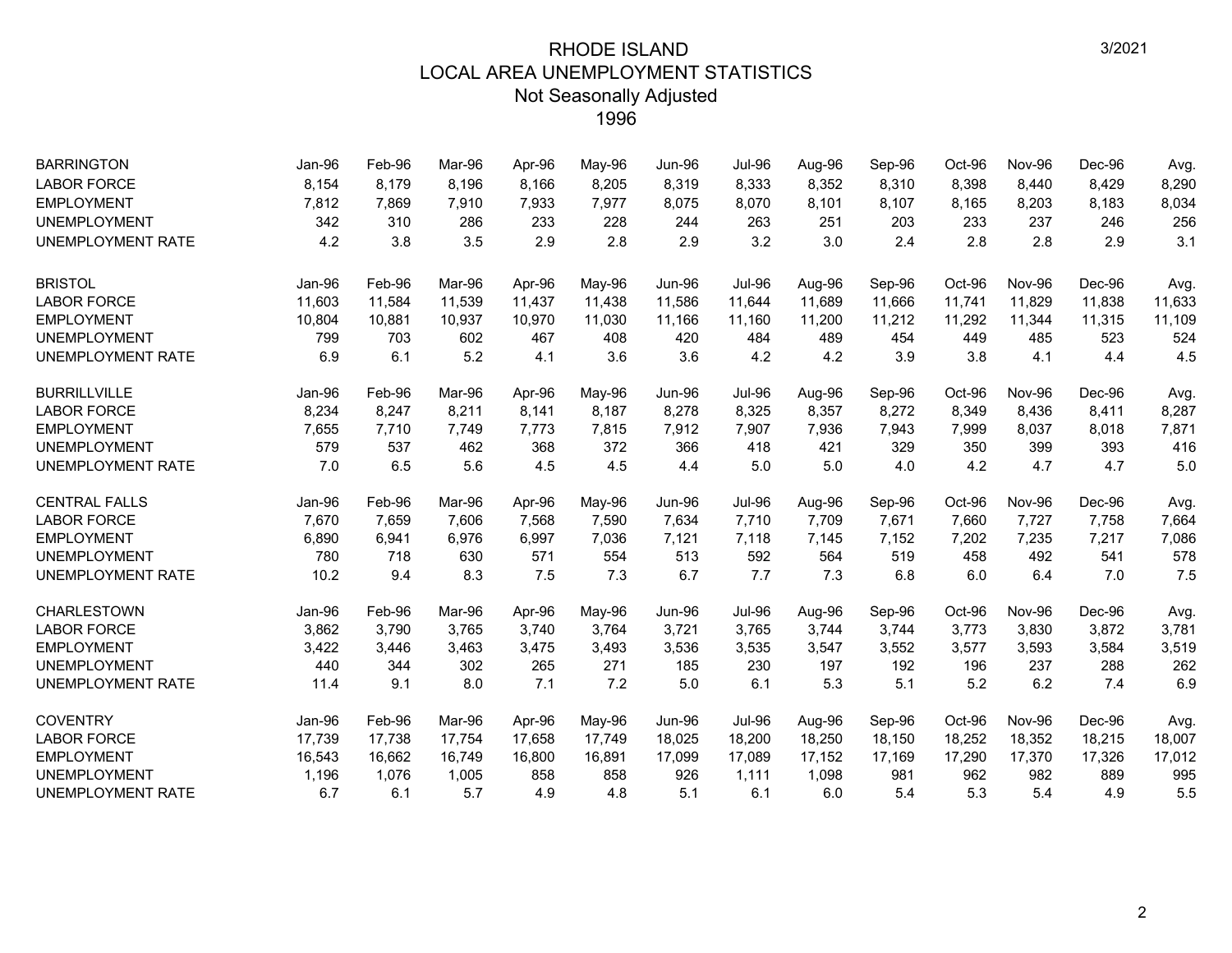# RHODE ISLAND
## LOCAL AREA UNEMPLOYMENT STATISTICS
### Not Seasonally Adjusted
### 1996

3/2021

| BARRINGTON | Jan-96 | Feb-96 | Mar-96 | Apr-96 | May-96 | Jun-96 | Jul-96 | Aug-96 | Sep-96 | Oct-96 | Nov-96 | Dec-96 | Avg. |
|---|---|---|---|---|---|---|---|---|---|---|---|---|---|
| LABOR FORCE | 8,154 | 8,179 | 8,196 | 8,166 | 8,205 | 8,319 | 8,333 | 8,352 | 8,310 | 8,398 | 8,440 | 8,429 | 8,290 |
| EMPLOYMENT | 7,812 | 7,869 | 7,910 | 7,933 | 7,977 | 8,075 | 8,070 | 8,101 | 8,107 | 8,165 | 8,203 | 8,183 | 8,034 |
| UNEMPLOYMENT | 342 | 310 | 286 | 233 | 228 | 244 | 263 | 251 | 203 | 233 | 237 | 246 | 256 |
| UNEMPLOYMENT RATE | 4.2 | 3.8 | 3.5 | 2.9 | 2.8 | 2.9 | 3.2 | 3.0 | 2.4 | 2.8 | 2.8 | 2.9 | 3.1 |

| BRISTOL | Jan-96 | Feb-96 | Mar-96 | Apr-96 | May-96 | Jun-96 | Jul-96 | Aug-96 | Sep-96 | Oct-96 | Nov-96 | Dec-96 | Avg. |
|---|---|---|---|---|---|---|---|---|---|---|---|---|---|
| LABOR FORCE | 11,603 | 11,584 | 11,539 | 11,437 | 11,438 | 11,586 | 11,644 | 11,689 | 11,666 | 11,741 | 11,829 | 11,838 | 11,633 |
| EMPLOYMENT | 10,804 | 10,881 | 10,937 | 10,970 | 11,030 | 11,166 | 11,160 | 11,200 | 11,212 | 11,292 | 11,344 | 11,315 | 11,109 |
| UNEMPLOYMENT | 799 | 703 | 602 | 467 | 408 | 420 | 484 | 489 | 454 | 449 | 485 | 523 | 524 |
| UNEMPLOYMENT RATE | 6.9 | 6.1 | 5.2 | 4.1 | 3.6 | 3.6 | 4.2 | 4.2 | 3.9 | 3.8 | 4.1 | 4.4 | 4.5 |

| BURRILLVILLE | Jan-96 | Feb-96 | Mar-96 | Apr-96 | May-96 | Jun-96 | Jul-96 | Aug-96 | Sep-96 | Oct-96 | Nov-96 | Dec-96 | Avg. |
|---|---|---|---|---|---|---|---|---|---|---|---|---|---|
| LABOR FORCE | 8,234 | 8,247 | 8,211 | 8,141 | 8,187 | 8,278 | 8,325 | 8,357 | 8,272 | 8,349 | 8,436 | 8,411 | 8,287 |
| EMPLOYMENT | 7,655 | 7,710 | 7,749 | 7,773 | 7,815 | 7,912 | 7,907 | 7,936 | 7,943 | 7,999 | 8,037 | 8,018 | 7,871 |
| UNEMPLOYMENT | 579 | 537 | 462 | 368 | 372 | 366 | 418 | 421 | 329 | 350 | 399 | 393 | 416 |
| UNEMPLOYMENT RATE | 7.0 | 6.5 | 5.6 | 4.5 | 4.5 | 4.4 | 5.0 | 5.0 | 4.0 | 4.2 | 4.7 | 4.7 | 5.0 |

| CENTRAL FALLS | Jan-96 | Feb-96 | Mar-96 | Apr-96 | May-96 | Jun-96 | Jul-96 | Aug-96 | Sep-96 | Oct-96 | Nov-96 | Dec-96 | Avg. |
|---|---|---|---|---|---|---|---|---|---|---|---|---|---|
| LABOR FORCE | 7,670 | 7,659 | 7,606 | 7,568 | 7,590 | 7,634 | 7,710 | 7,709 | 7,671 | 7,660 | 7,727 | 7,758 | 7,664 |
| EMPLOYMENT | 6,890 | 6,941 | 6,976 | 6,997 | 7,036 | 7,121 | 7,118 | 7,145 | 7,152 | 7,202 | 7,235 | 7,217 | 7,086 |
| UNEMPLOYMENT | 780 | 718 | 630 | 571 | 554 | 513 | 592 | 564 | 519 | 458 | 492 | 541 | 578 |
| UNEMPLOYMENT RATE | 10.2 | 9.4 | 8.3 | 7.5 | 7.3 | 6.7 | 7.7 | 7.3 | 6.8 | 6.0 | 6.4 | 7.0 | 7.5 |

| CHARLESTOWN | Jan-96 | Feb-96 | Mar-96 | Apr-96 | May-96 | Jun-96 | Jul-96 | Aug-96 | Sep-96 | Oct-96 | Nov-96 | Dec-96 | Avg. |
|---|---|---|---|---|---|---|---|---|---|---|---|---|---|
| LABOR FORCE | 3,862 | 3,790 | 3,765 | 3,740 | 3,764 | 3,721 | 3,765 | 3,744 | 3,744 | 3,773 | 3,830 | 3,872 | 3,781 |
| EMPLOYMENT | 3,422 | 3,446 | 3,463 | 3,475 | 3,493 | 3,536 | 3,535 | 3,547 | 3,552 | 3,577 | 3,593 | 3,584 | 3,519 |
| UNEMPLOYMENT | 440 | 344 | 302 | 265 | 271 | 185 | 230 | 197 | 192 | 196 | 237 | 288 | 262 |
| UNEMPLOYMENT RATE | 11.4 | 9.1 | 8.0 | 7.1 | 7.2 | 5.0 | 6.1 | 5.3 | 5.1 | 5.2 | 6.2 | 7.4 | 6.9 |

| COVENTRY | Jan-96 | Feb-96 | Mar-96 | Apr-96 | May-96 | Jun-96 | Jul-96 | Aug-96 | Sep-96 | Oct-96 | Nov-96 | Dec-96 | Avg. |
|---|---|---|---|---|---|---|---|---|---|---|---|---|---|
| LABOR FORCE | 17,739 | 17,738 | 17,754 | 17,658 | 17,749 | 18,025 | 18,200 | 18,250 | 18,150 | 18,252 | 18,352 | 18,215 | 18,007 |
| EMPLOYMENT | 16,543 | 16,662 | 16,749 | 16,800 | 16,891 | 17,099 | 17,089 | 17,152 | 17,169 | 17,290 | 17,370 | 17,326 | 17,012 |
| UNEMPLOYMENT | 1,196 | 1,076 | 1,005 | 858 | 858 | 926 | 1,111 | 1,098 | 981 | 962 | 982 | 889 | 995 |
| UNEMPLOYMENT RATE | 6.7 | 6.1 | 5.7 | 4.9 | 4.8 | 5.1 | 6.1 | 6.0 | 5.4 | 5.3 | 5.4 | 4.9 | 5.5 |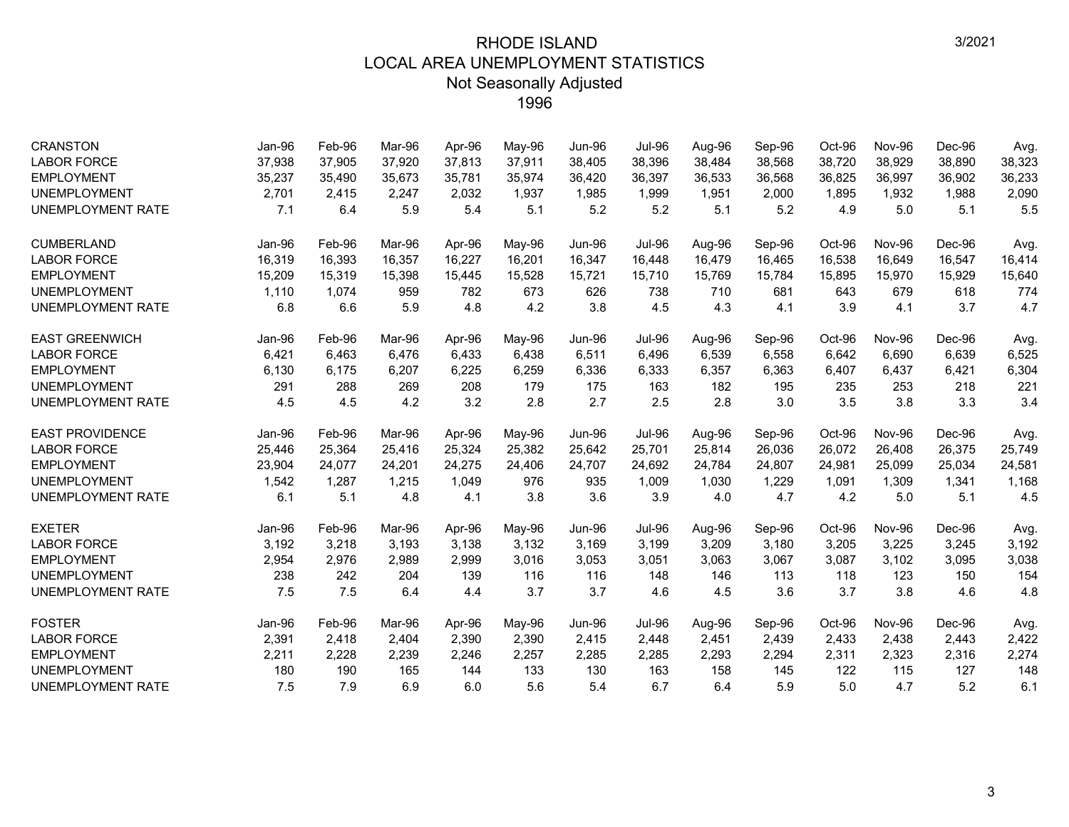# RHODE ISLAND
## LOCAL AREA UNEMPLOYMENT STATISTICS
### Not Seasonally Adjusted
### 1996

3/2021

| CRANSTON | Jan-96 | Feb-96 | Mar-96 | Apr-96 | May-96 | Jun-96 | Jul-96 | Aug-96 | Sep-96 | Oct-96 | Nov-96 | Dec-96 | Avg. |
|---|---|---|---|---|---|---|---|---|---|---|---|---|---|
| LABOR FORCE | 37,938 | 37,905 | 37,920 | 37,813 | 37,911 | 38,405 | 38,396 | 38,484 | 38,568 | 38,720 | 38,929 | 38,890 | 38,323 |
| EMPLOYMENT | 35,237 | 35,490 | 35,673 | 35,781 | 35,974 | 36,420 | 36,397 | 36,533 | 36,568 | 36,825 | 36,997 | 36,902 | 36,233 |
| UNEMPLOYMENT | 2,701 | 2,415 | 2,247 | 2,032 | 1,937 | 1,985 | 1,999 | 1,951 | 2,000 | 1,895 | 1,932 | 1,988 | 2,090 |
| UNEMPLOYMENT RATE | 7.1 | 6.4 | 5.9 | 5.4 | 5.1 | 5.2 | 5.2 | 5.1 | 5.2 | 4.9 | 5.0 | 5.1 | 5.5 |

| CUMBERLAND | Jan-96 | Feb-96 | Mar-96 | Apr-96 | May-96 | Jun-96 | Jul-96 | Aug-96 | Sep-96 | Oct-96 | Nov-96 | Dec-96 | Avg. |
|---|---|---|---|---|---|---|---|---|---|---|---|---|---|
| LABOR FORCE | 16,319 | 16,393 | 16,357 | 16,227 | 16,201 | 16,347 | 16,448 | 16,479 | 16,465 | 16,538 | 16,649 | 16,547 | 16,414 |
| EMPLOYMENT | 15,209 | 15,319 | 15,398 | 15,445 | 15,528 | 15,721 | 15,710 | 15,769 | 15,784 | 15,895 | 15,970 | 15,929 | 15,640 |
| UNEMPLOYMENT | 1,110 | 1,074 | 959 | 782 | 673 | 626 | 738 | 710 | 681 | 643 | 679 | 618 | 774 |
| UNEMPLOYMENT RATE | 6.8 | 6.6 | 5.9 | 4.8 | 4.2 | 3.8 | 4.5 | 4.3 | 4.1 | 3.9 | 4.1 | 3.7 | 4.7 |

| EAST GREENWICH | Jan-96 | Feb-96 | Mar-96 | Apr-96 | May-96 | Jun-96 | Jul-96 | Aug-96 | Sep-96 | Oct-96 | Nov-96 | Dec-96 | Avg. |
|---|---|---|---|---|---|---|---|---|---|---|---|---|---|
| LABOR FORCE | 6,421 | 6,463 | 6,476 | 6,433 | 6,438 | 6,511 | 6,496 | 6,539 | 6,558 | 6,642 | 6,690 | 6,639 | 6,525 |
| EMPLOYMENT | 6,130 | 6,175 | 6,207 | 6,225 | 6,259 | 6,336 | 6,333 | 6,357 | 6,363 | 6,407 | 6,437 | 6,421 | 6,304 |
| UNEMPLOYMENT | 291 | 288 | 269 | 208 | 179 | 175 | 163 | 182 | 195 | 235 | 253 | 218 | 221 |
| UNEMPLOYMENT RATE | 4.5 | 4.5 | 4.2 | 3.2 | 2.8 | 2.7 | 2.5 | 2.8 | 3.0 | 3.5 | 3.8 | 3.3 | 3.4 |

| EAST PROVIDENCE | Jan-96 | Feb-96 | Mar-96 | Apr-96 | May-96 | Jun-96 | Jul-96 | Aug-96 | Sep-96 | Oct-96 | Nov-96 | Dec-96 | Avg. |
|---|---|---|---|---|---|---|---|---|---|---|---|---|---|
| LABOR FORCE | 25,446 | 25,364 | 25,416 | 25,324 | 25,382 | 25,642 | 25,701 | 25,814 | 26,036 | 26,072 | 26,408 | 26,375 | 25,749 |
| EMPLOYMENT | 23,904 | 24,077 | 24,201 | 24,275 | 24,406 | 24,707 | 24,692 | 24,784 | 24,807 | 24,981 | 25,099 | 25,034 | 24,581 |
| UNEMPLOYMENT | 1,542 | 1,287 | 1,215 | 1,049 | 976 | 935 | 1,009 | 1,030 | 1,229 | 1,091 | 1,309 | 1,341 | 1,168 |
| UNEMPLOYMENT RATE | 6.1 | 5.1 | 4.8 | 4.1 | 3.8 | 3.6 | 3.9 | 4.0 | 4.7 | 4.2 | 5.0 | 5.1 | 4.5 |

| EXETER | Jan-96 | Feb-96 | Mar-96 | Apr-96 | May-96 | Jun-96 | Jul-96 | Aug-96 | Sep-96 | Oct-96 | Nov-96 | Dec-96 | Avg. |
|---|---|---|---|---|---|---|---|---|---|---|---|---|---|
| LABOR FORCE | 3,192 | 3,218 | 3,193 | 3,138 | 3,132 | 3,169 | 3,199 | 3,209 | 3,180 | 3,205 | 3,225 | 3,245 | 3,192 |
| EMPLOYMENT | 2,954 | 2,976 | 2,989 | 2,999 | 3,016 | 3,053 | 3,051 | 3,063 | 3,067 | 3,087 | 3,102 | 3,095 | 3,038 |
| UNEMPLOYMENT | 238 | 242 | 204 | 139 | 116 | 116 | 148 | 146 | 113 | 118 | 123 | 150 | 154 |
| UNEMPLOYMENT RATE | 7.5 | 7.5 | 6.4 | 4.4 | 3.7 | 3.7 | 4.6 | 4.5 | 3.6 | 3.7 | 3.8 | 4.6 | 4.8 |

| FOSTER | Jan-96 | Feb-96 | Mar-96 | Apr-96 | May-96 | Jun-96 | Jul-96 | Aug-96 | Sep-96 | Oct-96 | Nov-96 | Dec-96 | Avg. |
|---|---|---|---|---|---|---|---|---|---|---|---|---|---|
| LABOR FORCE | 2,391 | 2,418 | 2,404 | 2,390 | 2,390 | 2,415 | 2,448 | 2,451 | 2,439 | 2,433 | 2,438 | 2,443 | 2,422 |
| EMPLOYMENT | 2,211 | 2,228 | 2,239 | 2,246 | 2,257 | 2,285 | 2,285 | 2,293 | 2,294 | 2,311 | 2,323 | 2,316 | 2,274 |
| UNEMPLOYMENT | 180 | 190 | 165 | 144 | 133 | 130 | 163 | 158 | 145 | 122 | 115 | 127 | 148 |
| UNEMPLOYMENT RATE | 7.5 | 7.9 | 6.9 | 6.0 | 5.6 | 5.4 | 6.7 | 6.4 | 5.9 | 5.0 | 4.7 | 5.2 | 6.1 |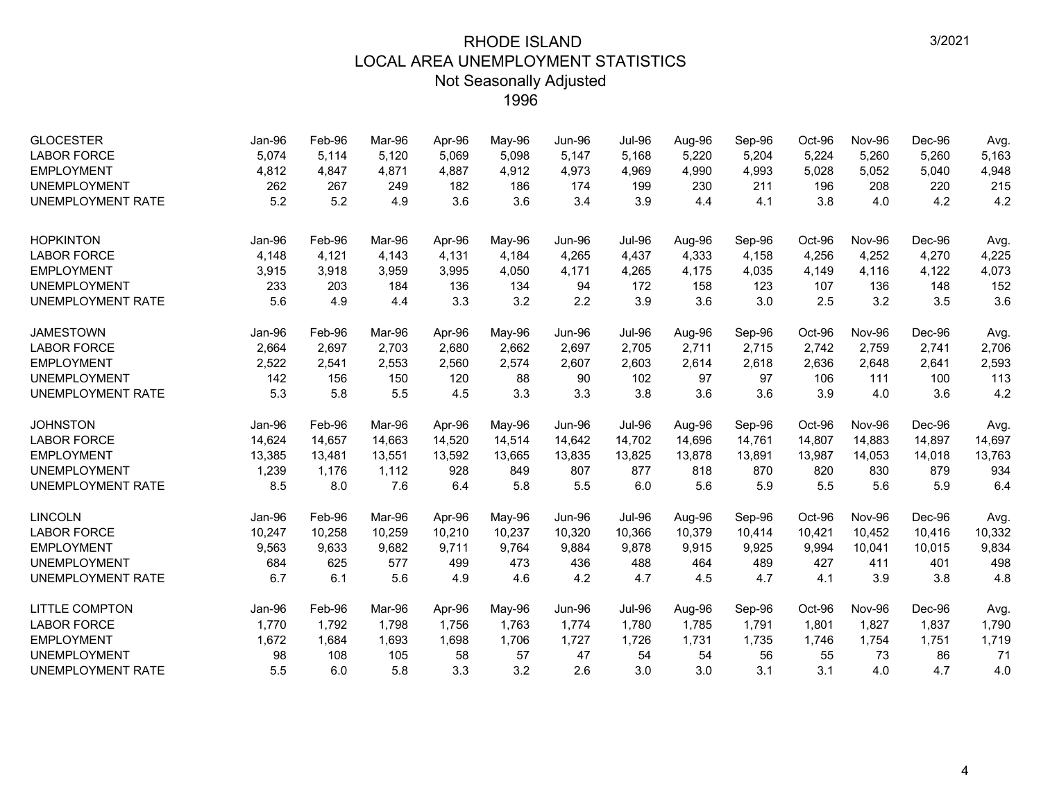# RHODE ISLAND
## LOCAL AREA UNEMPLOYMENT STATISTICS
### Not Seasonally Adjusted
### 1996

3/2021

| GLOCESTER | Jan-96 | Feb-96 | Mar-96 | Apr-96 | May-96 | Jun-96 | Jul-96 | Aug-96 | Sep-96 | Oct-96 | Nov-96 | Dec-96 | Avg. |
|---|---|---|---|---|---|---|---|---|---|---|---|---|---|
| LABOR FORCE | 5,074 | 5,114 | 5,120 | 5,069 | 5,098 | 5,147 | 5,168 | 5,220 | 5,204 | 5,224 | 5,260 | 5,260 | 5,163 |
| EMPLOYMENT | 4,812 | 4,847 | 4,871 | 4,887 | 4,912 | 4,973 | 4,969 | 4,990 | 4,993 | 5,028 | 5,052 | 5,040 | 4,948 |
| UNEMPLOYMENT | 262 | 267 | 249 | 182 | 186 | 174 | 199 | 230 | 211 | 196 | 208 | 220 | 215 |
| UNEMPLOYMENT RATE | 5.2 | 5.2 | 4.9 | 3.6 | 3.6 | 3.4 | 3.9 | 4.4 | 4.1 | 3.8 | 4.0 | 4.2 | 4.2 |

| HOPKINTON | Jan-96 | Feb-96 | Mar-96 | Apr-96 | May-96 | Jun-96 | Jul-96 | Aug-96 | Sep-96 | Oct-96 | Nov-96 | Dec-96 | Avg. |
|---|---|---|---|---|---|---|---|---|---|---|---|---|---|
| LABOR FORCE | 4,148 | 4,121 | 4,143 | 4,131 | 4,184 | 4,265 | 4,437 | 4,333 | 4,158 | 4,256 | 4,252 | 4,270 | 4,225 |
| EMPLOYMENT | 3,915 | 3,918 | 3,959 | 3,995 | 4,050 | 4,171 | 4,265 | 4,175 | 4,035 | 4,149 | 4,116 | 4,122 | 4,073 |
| UNEMPLOYMENT | 233 | 203 | 184 | 136 | 134 | 94 | 172 | 158 | 123 | 107 | 136 | 148 | 152 |
| UNEMPLOYMENT RATE | 5.6 | 4.9 | 4.4 | 3.3 | 3.2 | 2.2 | 3.9 | 3.6 | 3.0 | 2.5 | 3.2 | 3.5 | 3.6 |

| JAMESTOWN | Jan-96 | Feb-96 | Mar-96 | Apr-96 | May-96 | Jun-96 | Jul-96 | Aug-96 | Sep-96 | Oct-96 | Nov-96 | Dec-96 | Avg. |
|---|---|---|---|---|---|---|---|---|---|---|---|---|---|
| LABOR FORCE | 2,664 | 2,697 | 2,703 | 2,680 | 2,662 | 2,697 | 2,705 | 2,711 | 2,715 | 2,742 | 2,759 | 2,741 | 2,706 |
| EMPLOYMENT | 2,522 | 2,541 | 2,553 | 2,560 | 2,574 | 2,607 | 2,603 | 2,614 | 2,618 | 2,636 | 2,648 | 2,641 | 2,593 |
| UNEMPLOYMENT | 142 | 156 | 150 | 120 | 88 | 90 | 102 | 97 | 97 | 106 | 111 | 100 | 113 |
| UNEMPLOYMENT RATE | 5.3 | 5.8 | 5.5 | 4.5 | 3.3 | 3.3 | 3.8 | 3.6 | 3.6 | 3.9 | 4.0 | 3.6 | 4.2 |

| JOHNSTON | Jan-96 | Feb-96 | Mar-96 | Apr-96 | May-96 | Jun-96 | Jul-96 | Aug-96 | Sep-96 | Oct-96 | Nov-96 | Dec-96 | Avg. |
|---|---|---|---|---|---|---|---|---|---|---|---|---|---|
| LABOR FORCE | 14,624 | 14,657 | 14,663 | 14,520 | 14,514 | 14,642 | 14,702 | 14,696 | 14,761 | 14,807 | 14,883 | 14,897 | 14,697 |
| EMPLOYMENT | 13,385 | 13,481 | 13,551 | 13,592 | 13,665 | 13,835 | 13,825 | 13,878 | 13,891 | 13,987 | 14,053 | 14,018 | 13,763 |
| UNEMPLOYMENT | 1,239 | 1,176 | 1,112 | 928 | 849 | 807 | 877 | 818 | 870 | 820 | 830 | 879 | 934 |
| UNEMPLOYMENT RATE | 8.5 | 8.0 | 7.6 | 6.4 | 5.8 | 5.5 | 6.0 | 5.6 | 5.9 | 5.5 | 5.6 | 5.9 | 6.4 |

| LINCOLN | Jan-96 | Feb-96 | Mar-96 | Apr-96 | May-96 | Jun-96 | Jul-96 | Aug-96 | Sep-96 | Oct-96 | Nov-96 | Dec-96 | Avg. |
|---|---|---|---|---|---|---|---|---|---|---|---|---|---|
| LABOR FORCE | 10,247 | 10,258 | 10,259 | 10,210 | 10,237 | 10,320 | 10,366 | 10,379 | 10,414 | 10,421 | 10,452 | 10,416 | 10,332 |
| EMPLOYMENT | 9,563 | 9,633 | 9,682 | 9,711 | 9,764 | 9,884 | 9,878 | 9,915 | 9,925 | 9,994 | 10,041 | 10,015 | 9,834 |
| UNEMPLOYMENT | 684 | 625 | 577 | 499 | 473 | 436 | 488 | 464 | 489 | 427 | 411 | 401 | 498 |
| UNEMPLOYMENT RATE | 6.7 | 6.1 | 5.6 | 4.9 | 4.6 | 4.2 | 4.7 | 4.5 | 4.7 | 4.1 | 3.9 | 3.8 | 4.8 |

| LITTLE COMPTON | Jan-96 | Feb-96 | Mar-96 | Apr-96 | May-96 | Jun-96 | Jul-96 | Aug-96 | Sep-96 | Oct-96 | Nov-96 | Dec-96 | Avg. |
|---|---|---|---|---|---|---|---|---|---|---|---|---|---|
| LABOR FORCE | 1,770 | 1,792 | 1,798 | 1,756 | 1,763 | 1,774 | 1,780 | 1,785 | 1,791 | 1,801 | 1,827 | 1,837 | 1,790 |
| EMPLOYMENT | 1,672 | 1,684 | 1,693 | 1,698 | 1,706 | 1,727 | 1,726 | 1,731 | 1,735 | 1,746 | 1,754 | 1,751 | 1,719 |
| UNEMPLOYMENT | 98 | 108 | 105 | 58 | 57 | 47 | 54 | 54 | 56 | 55 | 73 | 86 | 71 |
| UNEMPLOYMENT RATE | 5.5 | 6.0 | 5.8 | 3.3 | 3.2 | 2.6 | 3.0 | 3.0 | 3.1 | 3.1 | 4.0 | 4.7 | 4.0 |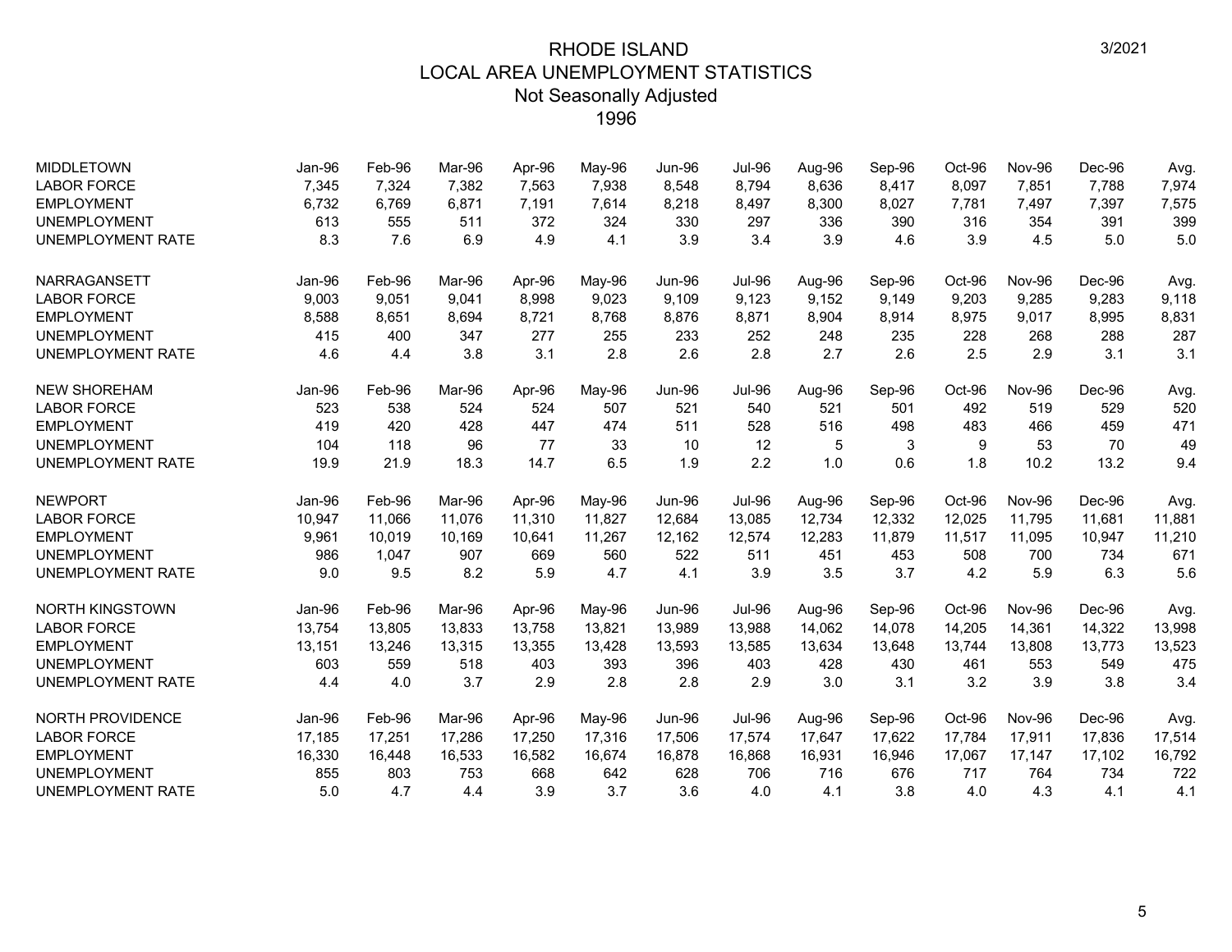# RHODE ISLAND
## LOCAL AREA UNEMPLOYMENT STATISTICS
### Not Seasonally Adjusted
### 1996

3/2021

| MIDDLETOWN | Jan-96 | Feb-96 | Mar-96 | Apr-96 | May-96 | Jun-96 | Jul-96 | Aug-96 | Sep-96 | Oct-96 | Nov-96 | Dec-96 | Avg. |
|---|---|---|---|---|---|---|---|---|---|---|---|---|---|
| LABOR FORCE | 7,345 | 7,324 | 7,382 | 7,563 | 7,938 | 8,548 | 8,794 | 8,636 | 8,417 | 8,097 | 7,851 | 7,788 | 7,974 |
| EMPLOYMENT | 6,732 | 6,769 | 6,871 | 7,191 | 7,614 | 8,218 | 8,497 | 8,300 | 8,027 | 7,781 | 7,497 | 7,397 | 7,575 |
| UNEMPLOYMENT | 613 | 555 | 511 | 372 | 324 | 330 | 297 | 336 | 390 | 316 | 354 | 391 | 399 |
| UNEMPLOYMENT RATE | 8.3 | 7.6 | 6.9 | 4.9 | 4.1 | 3.9 | 3.4 | 3.9 | 4.6 | 3.9 | 4.5 | 5.0 | 5.0 |

| NARRAGANSETT | Jan-96 | Feb-96 | Mar-96 | Apr-96 | May-96 | Jun-96 | Jul-96 | Aug-96 | Sep-96 | Oct-96 | Nov-96 | Dec-96 | Avg. |
|---|---|---|---|---|---|---|---|---|---|---|---|---|---|
| LABOR FORCE | 9,003 | 9,051 | 9,041 | 8,998 | 9,023 | 9,109 | 9,123 | 9,152 | 9,149 | 9,203 | 9,285 | 9,283 | 9,118 |
| EMPLOYMENT | 8,588 | 8,651 | 8,694 | 8,721 | 8,768 | 8,876 | 8,871 | 8,904 | 8,914 | 8,975 | 9,017 | 8,995 | 8,831 |
| UNEMPLOYMENT | 415 | 400 | 347 | 277 | 255 | 233 | 252 | 248 | 235 | 228 | 268 | 288 | 287 |
| UNEMPLOYMENT RATE | 4.6 | 4.4 | 3.8 | 3.1 | 2.8 | 2.6 | 2.8 | 2.7 | 2.6 | 2.5 | 2.9 | 3.1 | 3.1 |

| NEW SHOREHAM | Jan-96 | Feb-96 | Mar-96 | Apr-96 | May-96 | Jun-96 | Jul-96 | Aug-96 | Sep-96 | Oct-96 | Nov-96 | Dec-96 | Avg. |
|---|---|---|---|---|---|---|---|---|---|---|---|---|---|
| LABOR FORCE | 523 | 538 | 524 | 524 | 507 | 521 | 540 | 521 | 501 | 492 | 519 | 529 | 520 |
| EMPLOYMENT | 419 | 420 | 428 | 447 | 474 | 511 | 528 | 516 | 498 | 483 | 466 | 459 | 471 |
| UNEMPLOYMENT | 104 | 118 | 96 | 77 | 33 | 10 | 12 | 5 | 3 | 9 | 53 | 70 | 49 |
| UNEMPLOYMENT RATE | 19.9 | 21.9 | 18.3 | 14.7 | 6.5 | 1.9 | 2.2 | 1.0 | 0.6 | 1.8 | 10.2 | 13.2 | 9.4 |

| NEWPORT | Jan-96 | Feb-96 | Mar-96 | Apr-96 | May-96 | Jun-96 | Jul-96 | Aug-96 | Sep-96 | Oct-96 | Nov-96 | Dec-96 | Avg. |
|---|---|---|---|---|---|---|---|---|---|---|---|---|---|
| LABOR FORCE | 10,947 | 11,066 | 11,076 | 11,310 | 11,827 | 12,684 | 13,085 | 12,734 | 12,332 | 12,025 | 11,795 | 11,681 | 11,881 |
| EMPLOYMENT | 9,961 | 10,019 | 10,169 | 10,641 | 11,267 | 12,162 | 12,574 | 12,283 | 11,879 | 11,517 | 11,095 | 10,947 | 11,210 |
| UNEMPLOYMENT | 986 | 1,047 | 907 | 669 | 560 | 522 | 511 | 451 | 453 | 508 | 700 | 734 | 671 |
| UNEMPLOYMENT RATE | 9.0 | 9.5 | 8.2 | 5.9 | 4.7 | 4.1 | 3.9 | 3.5 | 3.7 | 4.2 | 5.9 | 6.3 | 5.6 |

| NORTH KINGSTOWN | Jan-96 | Feb-96 | Mar-96 | Apr-96 | May-96 | Jun-96 | Jul-96 | Aug-96 | Sep-96 | Oct-96 | Nov-96 | Dec-96 | Avg. |
|---|---|---|---|---|---|---|---|---|---|---|---|---|---|
| LABOR FORCE | 13,754 | 13,805 | 13,833 | 13,758 | 13,821 | 13,989 | 13,988 | 14,062 | 14,078 | 14,205 | 14,361 | 14,322 | 13,998 |
| EMPLOYMENT | 13,151 | 13,246 | 13,315 | 13,355 | 13,428 | 13,593 | 13,585 | 13,634 | 13,648 | 13,744 | 13,808 | 13,773 | 13,523 |
| UNEMPLOYMENT | 603 | 559 | 518 | 403 | 393 | 396 | 403 | 428 | 430 | 461 | 553 | 549 | 475 |
| UNEMPLOYMENT RATE | 4.4 | 4.0 | 3.7 | 2.9 | 2.8 | 2.8 | 2.9 | 3.0 | 3.1 | 3.2 | 3.9 | 3.8 | 3.4 |

| NORTH PROVIDENCE | Jan-96 | Feb-96 | Mar-96 | Apr-96 | May-96 | Jun-96 | Jul-96 | Aug-96 | Sep-96 | Oct-96 | Nov-96 | Dec-96 | Avg. |
|---|---|---|---|---|---|---|---|---|---|---|---|---|---|
| LABOR FORCE | 17,185 | 17,251 | 17,286 | 17,250 | 17,316 | 17,506 | 17,574 | 17,647 | 17,622 | 17,784 | 17,911 | 17,836 | 17,514 |
| EMPLOYMENT | 16,330 | 16,448 | 16,533 | 16,582 | 16,674 | 16,878 | 16,868 | 16,931 | 16,946 | 17,067 | 17,147 | 17,102 | 16,792 |
| UNEMPLOYMENT | 855 | 803 | 753 | 668 | 642 | 628 | 706 | 716 | 676 | 717 | 764 | 734 | 722 |
| UNEMPLOYMENT RATE | 5.0 | 4.7 | 4.4 | 3.9 | 3.7 | 3.6 | 4.0 | 4.1 | 3.8 | 4.0 | 4.3 | 4.1 | 4.1 |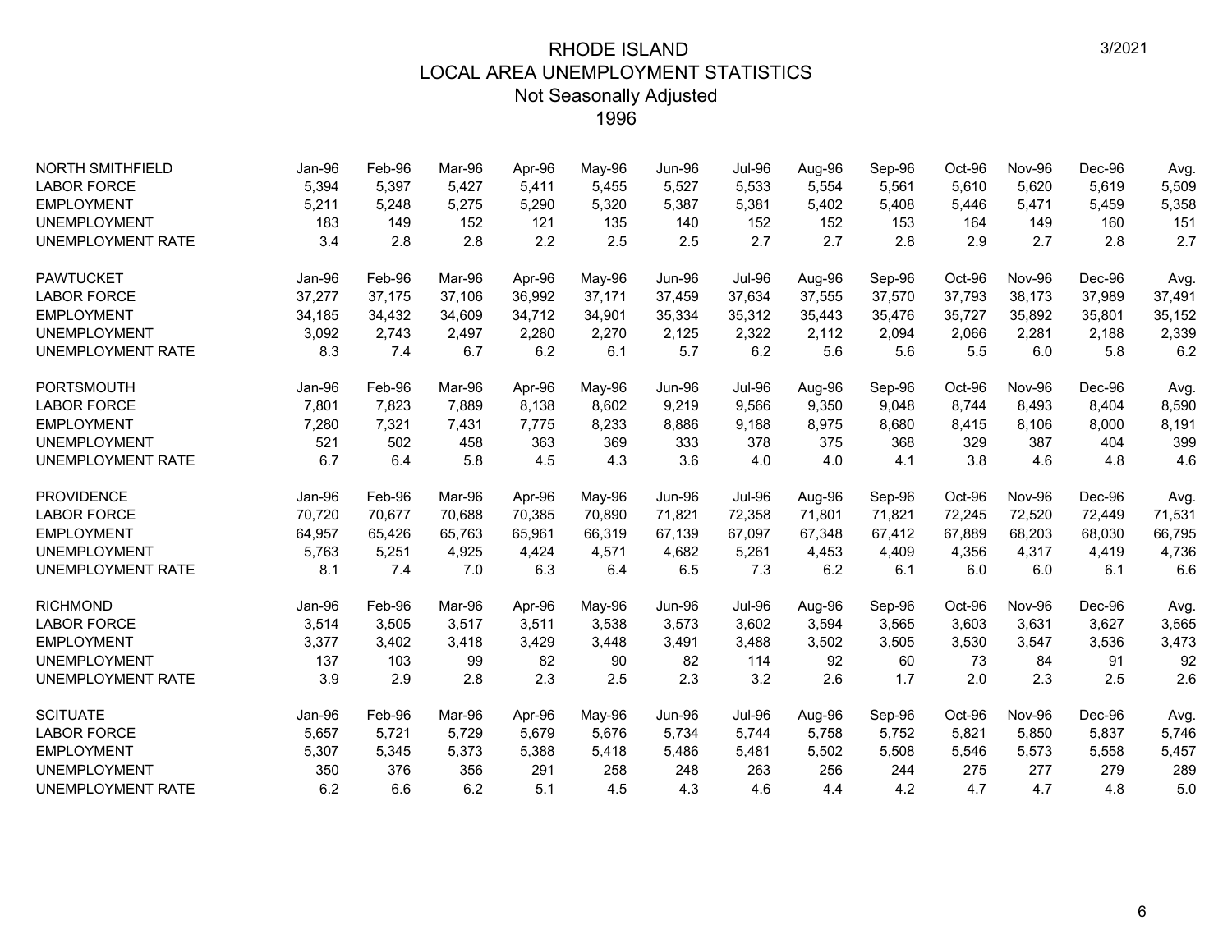# RHODE ISLAND
## LOCAL AREA UNEMPLOYMENT STATISTICS
### Not Seasonally Adjusted
### 1996

3/2021

| NORTH SMITHFIELD | Jan-96 | Feb-96 | Mar-96 | Apr-96 | May-96 | Jun-96 | Jul-96 | Aug-96 | Sep-96 | Oct-96 | Nov-96 | Dec-96 | Avg. |
|---|---|---|---|---|---|---|---|---|---|---|---|---|---|
| LABOR FORCE | 5,394 | 5,397 | 5,427 | 5,411 | 5,455 | 5,527 | 5,533 | 5,554 | 5,561 | 5,610 | 5,620 | 5,619 | 5,509 |
| EMPLOYMENT | 5,211 | 5,248 | 5,275 | 5,290 | 5,320 | 5,387 | 5,381 | 5,402 | 5,408 | 5,446 | 5,471 | 5,459 | 5,358 |
| UNEMPLOYMENT | 183 | 149 | 152 | 121 | 135 | 140 | 152 | 152 | 153 | 164 | 149 | 160 | 151 |
| UNEMPLOYMENT RATE | 3.4 | 2.8 | 2.8 | 2.2 | 2.5 | 2.5 | 2.7 | 2.7 | 2.8 | 2.9 | 2.7 | 2.8 | 2.7 |

| PAWTUCKET | Jan-96 | Feb-96 | Mar-96 | Apr-96 | May-96 | Jun-96 | Jul-96 | Aug-96 | Sep-96 | Oct-96 | Nov-96 | Dec-96 | Avg. |
|---|---|---|---|---|---|---|---|---|---|---|---|---|---|
| LABOR FORCE | 37,277 | 37,175 | 37,106 | 36,992 | 37,171 | 37,459 | 37,634 | 37,555 | 37,570 | 37,793 | 38,173 | 37,989 | 37,491 |
| EMPLOYMENT | 34,185 | 34,432 | 34,609 | 34,712 | 34,901 | 35,334 | 35,312 | 35,443 | 35,476 | 35,727 | 35,892 | 35,801 | 35,152 |
| UNEMPLOYMENT | 3,092 | 2,743 | 2,497 | 2,280 | 2,270 | 2,125 | 2,322 | 2,112 | 2,094 | 2,066 | 2,281 | 2,188 | 2,339 |
| UNEMPLOYMENT RATE | 8.3 | 7.4 | 6.7 | 6.2 | 6.1 | 5.7 | 6.2 | 5.6 | 5.6 | 5.5 | 6.0 | 5.8 | 6.2 |

| PORTSMOUTH | Jan-96 | Feb-96 | Mar-96 | Apr-96 | May-96 | Jun-96 | Jul-96 | Aug-96 | Sep-96 | Oct-96 | Nov-96 | Dec-96 | Avg. |
|---|---|---|---|---|---|---|---|---|---|---|---|---|---|
| LABOR FORCE | 7,801 | 7,823 | 7,889 | 8,138 | 8,602 | 9,219 | 9,566 | 9,350 | 9,048 | 8,744 | 8,493 | 8,404 | 8,590 |
| EMPLOYMENT | 7,280 | 7,321 | 7,431 | 7,775 | 8,233 | 8,886 | 9,188 | 8,975 | 8,680 | 8,415 | 8,106 | 8,000 | 8,191 |
| UNEMPLOYMENT | 521 | 502 | 458 | 363 | 369 | 333 | 378 | 375 | 368 | 329 | 387 | 404 | 399 |
| UNEMPLOYMENT RATE | 6.7 | 6.4 | 5.8 | 4.5 | 4.3 | 3.6 | 4.0 | 4.0 | 4.1 | 3.8 | 4.6 | 4.8 | 4.6 |

| PROVIDENCE | Jan-96 | Feb-96 | Mar-96 | Apr-96 | May-96 | Jun-96 | Jul-96 | Aug-96 | Sep-96 | Oct-96 | Nov-96 | Dec-96 | Avg. |
|---|---|---|---|---|---|---|---|---|---|---|---|---|---|
| LABOR FORCE | 70,720 | 70,677 | 70,688 | 70,385 | 70,890 | 71,821 | 72,358 | 71,801 | 71,821 | 72,245 | 72,520 | 72,449 | 71,531 |
| EMPLOYMENT | 64,957 | 65,426 | 65,763 | 65,961 | 66,319 | 67,139 | 67,097 | 67,348 | 67,412 | 67,889 | 68,203 | 68,030 | 66,795 |
| UNEMPLOYMENT | 5,763 | 5,251 | 4,925 | 4,424 | 4,571 | 4,682 | 5,261 | 4,453 | 4,409 | 4,356 | 4,317 | 4,419 | 4,736 |
| UNEMPLOYMENT RATE | 8.1 | 7.4 | 7.0 | 6.3 | 6.4 | 6.5 | 7.3 | 6.2 | 6.1 | 6.0 | 6.0 | 6.1 | 6.6 |

| RICHMOND | Jan-96 | Feb-96 | Mar-96 | Apr-96 | May-96 | Jun-96 | Jul-96 | Aug-96 | Sep-96 | Oct-96 | Nov-96 | Dec-96 | Avg. |
|---|---|---|---|---|---|---|---|---|---|---|---|---|---|
| LABOR FORCE | 3,514 | 3,505 | 3,517 | 3,511 | 3,538 | 3,573 | 3,602 | 3,594 | 3,565 | 3,603 | 3,631 | 3,627 | 3,565 |
| EMPLOYMENT | 3,377 | 3,402 | 3,418 | 3,429 | 3,448 | 3,491 | 3,488 | 3,502 | 3,505 | 3,530 | 3,547 | 3,536 | 3,473 |
| UNEMPLOYMENT | 137 | 103 | 99 | 82 | 90 | 82 | 114 | 92 | 60 | 73 | 84 | 91 | 92 |
| UNEMPLOYMENT RATE | 3.9 | 2.9 | 2.8 | 2.3 | 2.5 | 2.3 | 3.2 | 2.6 | 1.7 | 2.0 | 2.3 | 2.5 | 2.6 |

| SCITUATE | Jan-96 | Feb-96 | Mar-96 | Apr-96 | May-96 | Jun-96 | Jul-96 | Aug-96 | Sep-96 | Oct-96 | Nov-96 | Dec-96 | Avg. |
|---|---|---|---|---|---|---|---|---|---|---|---|---|---|
| LABOR FORCE | 5,657 | 5,721 | 5,729 | 5,679 | 5,676 | 5,734 | 5,744 | 5,758 | 5,752 | 5,821 | 5,850 | 5,837 | 5,746 |
| EMPLOYMENT | 5,307 | 5,345 | 5,373 | 5,388 | 5,418 | 5,486 | 5,481 | 5,502 | 5,508 | 5,546 | 5,573 | 5,558 | 5,457 |
| UNEMPLOYMENT | 350 | 376 | 356 | 291 | 258 | 248 | 263 | 256 | 244 | 275 | 277 | 279 | 289 |
| UNEMPLOYMENT RATE | 6.2 | 6.6 | 6.2 | 5.1 | 4.5 | 4.3 | 4.6 | 4.4 | 4.2 | 4.7 | 4.7 | 4.8 | 5.0 |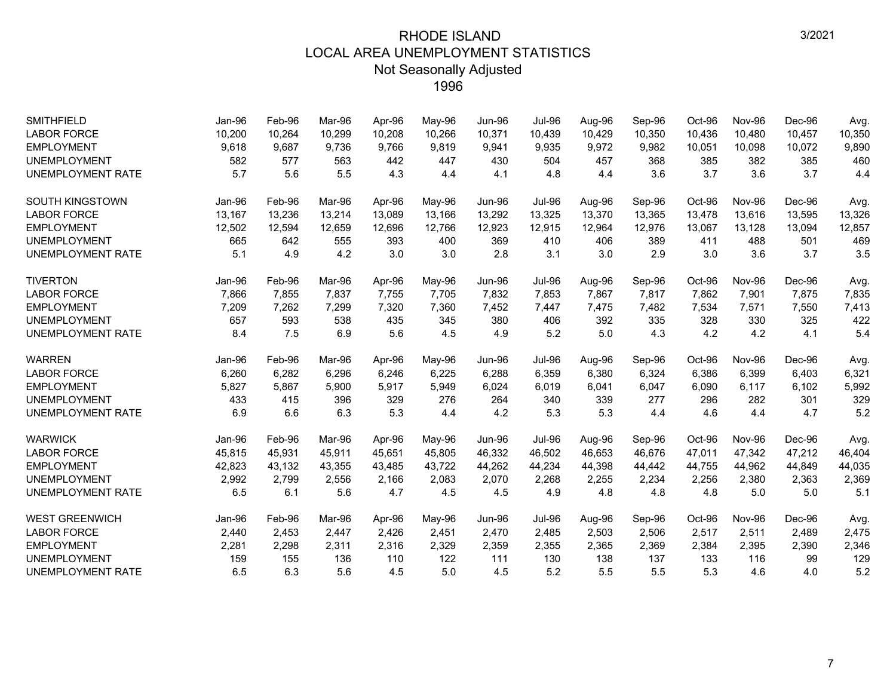# RHODE ISLAND
## LOCAL AREA UNEMPLOYMENT STATISTICS
### Not Seasonally Adjusted
### 1996

3/2021

| SMITHFIELD | Jan-96 | Feb-96 | Mar-96 | Apr-96 | May-96 | Jun-96 | Jul-96 | Aug-96 | Sep-96 | Oct-96 | Nov-96 | Dec-96 | Avg. |
|---|---|---|---|---|---|---|---|---|---|---|---|---|---|
| LABOR FORCE | 10,200 | 10,264 | 10,299 | 10,208 | 10,266 | 10,371 | 10,439 | 10,429 | 10,350 | 10,436 | 10,480 | 10,457 | 10,350 |
| EMPLOYMENT | 9,618 | 9,687 | 9,736 | 9,766 | 9,819 | 9,941 | 9,935 | 9,972 | 9,982 | 10,051 | 10,098 | 10,072 | 9,890 |
| UNEMPLOYMENT | 582 | 577 | 563 | 442 | 447 | 430 | 504 | 457 | 368 | 385 | 382 | 385 | 460 |
| UNEMPLOYMENT RATE | 5.7 | 5.6 | 5.5 | 4.3 | 4.4 | 4.1 | 4.8 | 4.4 | 3.6 | 3.7 | 3.6 | 3.7 | 4.4 |

| SOUTH KINGSTOWN | Jan-96 | Feb-96 | Mar-96 | Apr-96 | May-96 | Jun-96 | Jul-96 | Aug-96 | Sep-96 | Oct-96 | Nov-96 | Dec-96 | Avg. |
|---|---|---|---|---|---|---|---|---|---|---|---|---|---|
| LABOR FORCE | 13,167 | 13,236 | 13,214 | 13,089 | 13,166 | 13,292 | 13,325 | 13,370 | 13,365 | 13,478 | 13,616 | 13,595 | 13,326 |
| EMPLOYMENT | 12,502 | 12,594 | 12,659 | 12,696 | 12,766 | 12,923 | 12,915 | 12,964 | 12,976 | 13,067 | 13,128 | 13,094 | 12,857 |
| UNEMPLOYMENT | 665 | 642 | 555 | 393 | 400 | 369 | 410 | 406 | 389 | 411 | 488 | 501 | 469 |
| UNEMPLOYMENT RATE | 5.1 | 4.9 | 4.2 | 3.0 | 3.0 | 2.8 | 3.1 | 3.0 | 2.9 | 3.0 | 3.6 | 3.7 | 3.5 |

| TIVERTON | Jan-96 | Feb-96 | Mar-96 | Apr-96 | May-96 | Jun-96 | Jul-96 | Aug-96 | Sep-96 | Oct-96 | Nov-96 | Dec-96 | Avg. |
|---|---|---|---|---|---|---|---|---|---|---|---|---|---|
| LABOR FORCE | 7,866 | 7,855 | 7,837 | 7,755 | 7,705 | 7,832 | 7,853 | 7,867 | 7,817 | 7,862 | 7,901 | 7,875 | 7,835 |
| EMPLOYMENT | 7,209 | 7,262 | 7,299 | 7,320 | 7,360 | 7,452 | 7,447 | 7,475 | 7,482 | 7,534 | 7,571 | 7,550 | 7,413 |
| UNEMPLOYMENT | 657 | 593 | 538 | 435 | 345 | 380 | 406 | 392 | 335 | 328 | 330 | 325 | 422 |
| UNEMPLOYMENT RATE | 8.4 | 7.5 | 6.9 | 5.6 | 4.5 | 4.9 | 5.2 | 5.0 | 4.3 | 4.2 | 4.2 | 4.1 | 5.4 |

| WARREN | Jan-96 | Feb-96 | Mar-96 | Apr-96 | May-96 | Jun-96 | Jul-96 | Aug-96 | Sep-96 | Oct-96 | Nov-96 | Dec-96 | Avg. |
|---|---|---|---|---|---|---|---|---|---|---|---|---|---|
| LABOR FORCE | 6,260 | 6,282 | 6,296 | 6,246 | 6,225 | 6,288 | 6,359 | 6,380 | 6,324 | 6,386 | 6,399 | 6,403 | 6,321 |
| EMPLOYMENT | 5,827 | 5,867 | 5,900 | 5,917 | 5,949 | 6,024 | 6,019 | 6,041 | 6,047 | 6,090 | 6,117 | 6,102 | 5,992 |
| UNEMPLOYMENT | 433 | 415 | 396 | 329 | 276 | 264 | 340 | 339 | 277 | 296 | 282 | 301 | 329 |
| UNEMPLOYMENT RATE | 6.9 | 6.6 | 6.3 | 5.3 | 4.4 | 4.2 | 5.3 | 5.3 | 4.4 | 4.6 | 4.4 | 4.7 | 5.2 |

| WARWICK | Jan-96 | Feb-96 | Mar-96 | Apr-96 | May-96 | Jun-96 | Jul-96 | Aug-96 | Sep-96 | Oct-96 | Nov-96 | Dec-96 | Avg. |
|---|---|---|---|---|---|---|---|---|---|---|---|---|---|
| LABOR FORCE | 45,815 | 45,931 | 45,911 | 45,651 | 45,805 | 46,332 | 46,502 | 46,653 | 46,676 | 47,011 | 47,342 | 47,212 | 46,404 |
| EMPLOYMENT | 42,823 | 43,132 | 43,355 | 43,485 | 43,722 | 44,262 | 44,234 | 44,398 | 44,442 | 44,755 | 44,962 | 44,849 | 44,035 |
| UNEMPLOYMENT | 2,992 | 2,799 | 2,556 | 2,166 | 2,083 | 2,070 | 2,268 | 2,255 | 2,234 | 2,256 | 2,380 | 2,363 | 2,369 |
| UNEMPLOYMENT RATE | 6.5 | 6.1 | 5.6 | 4.7 | 4.5 | 4.5 | 4.9 | 4.8 | 4.8 | 4.8 | 5.0 | 5.0 | 5.1 |

| WEST GREENWICH | Jan-96 | Feb-96 | Mar-96 | Apr-96 | May-96 | Jun-96 | Jul-96 | Aug-96 | Sep-96 | Oct-96 | Nov-96 | Dec-96 | Avg. |
|---|---|---|---|---|---|---|---|---|---|---|---|---|---|
| LABOR FORCE | 2,440 | 2,453 | 2,447 | 2,426 | 2,451 | 2,470 | 2,485 | 2,503 | 2,506 | 2,517 | 2,511 | 2,489 | 2,475 |
| EMPLOYMENT | 2,281 | 2,298 | 2,311 | 2,316 | 2,329 | 2,359 | 2,355 | 2,365 | 2,369 | 2,384 | 2,395 | 2,390 | 2,346 |
| UNEMPLOYMENT | 159 | 155 | 136 | 110 | 122 | 111 | 130 | 138 | 137 | 133 | 116 | 99 | 129 |
| UNEMPLOYMENT RATE | 6.5 | 6.3 | 5.6 | 4.5 | 5.0 | 4.5 | 5.2 | 5.5 | 5.5 | 5.3 | 4.6 | 4.0 | 5.2 |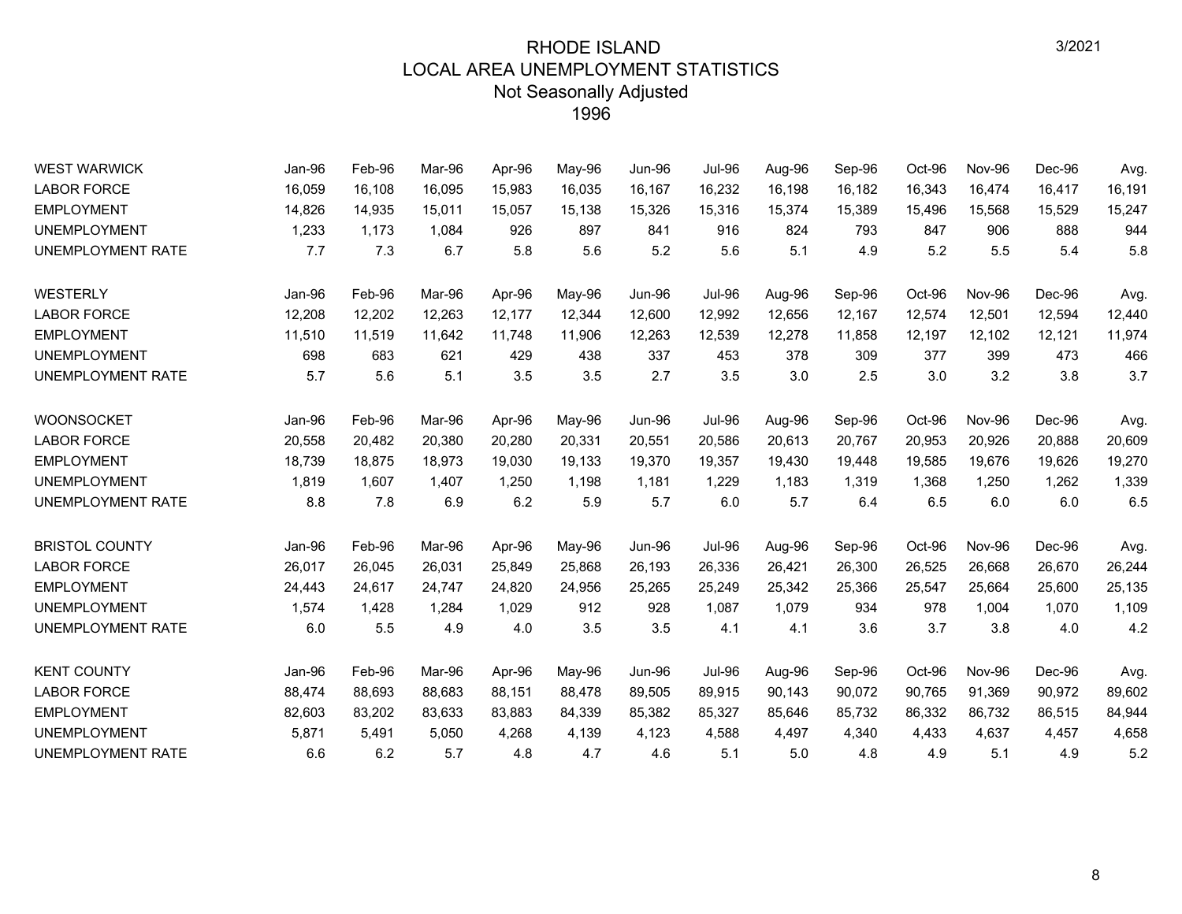# RHODE ISLAND
## LOCAL AREA UNEMPLOYMENT STATISTICS
### Not Seasonally Adjusted
### 1996

3/2021

| WEST WARWICK | Jan-96 | Feb-96 | Mar-96 | Apr-96 | May-96 | Jun-96 | Jul-96 | Aug-96 | Sep-96 | Oct-96 | Nov-96 | Dec-96 | Avg. |
|---|---|---|---|---|---|---|---|---|---|---|---|---|---|
| LABOR FORCE | 16,059 | 16,108 | 16,095 | 15,983 | 16,035 | 16,167 | 16,232 | 16,198 | 16,182 | 16,343 | 16,474 | 16,417 | 16,191 |
| EMPLOYMENT | 14,826 | 14,935 | 15,011 | 15,057 | 15,138 | 15,326 | 15,316 | 15,374 | 15,389 | 15,496 | 15,568 | 15,529 | 15,247 |
| UNEMPLOYMENT | 1,233 | 1,173 | 1,084 | 926 | 897 | 841 | 916 | 824 | 793 | 847 | 906 | 888 | 944 |
| UNEMPLOYMENT RATE | 7.7 | 7.3 | 6.7 | 5.8 | 5.6 | 5.2 | 5.6 | 5.1 | 4.9 | 5.2 | 5.5 | 5.4 | 5.8 |

| WESTERLY | Jan-96 | Feb-96 | Mar-96 | Apr-96 | May-96 | Jun-96 | Jul-96 | Aug-96 | Sep-96 | Oct-96 | Nov-96 | Dec-96 | Avg. |
|---|---|---|---|---|---|---|---|---|---|---|---|---|---|
| LABOR FORCE | 12,208 | 12,202 | 12,263 | 12,177 | 12,344 | 12,600 | 12,992 | 12,656 | 12,167 | 12,574 | 12,501 | 12,594 | 12,440 |
| EMPLOYMENT | 11,510 | 11,519 | 11,642 | 11,748 | 11,906 | 12,263 | 12,539 | 12,278 | 11,858 | 12,197 | 12,102 | 12,121 | 11,974 |
| UNEMPLOYMENT | 698 | 683 | 621 | 429 | 438 | 337 | 453 | 378 | 309 | 377 | 399 | 473 | 466 |
| UNEMPLOYMENT RATE | 5.7 | 5.6 | 5.1 | 3.5 | 3.5 | 2.7 | 3.5 | 3.0 | 2.5 | 3.0 | 3.2 | 3.8 | 3.7 |

| WOONSOCKET | Jan-96 | Feb-96 | Mar-96 | Apr-96 | May-96 | Jun-96 | Jul-96 | Aug-96 | Sep-96 | Oct-96 | Nov-96 | Dec-96 | Avg. |
|---|---|---|---|---|---|---|---|---|---|---|---|---|---|
| LABOR FORCE | 20,558 | 20,482 | 20,380 | 20,280 | 20,331 | 20,551 | 20,586 | 20,613 | 20,767 | 20,953 | 20,926 | 20,888 | 20,609 |
| EMPLOYMENT | 18,739 | 18,875 | 18,973 | 19,030 | 19,133 | 19,370 | 19,357 | 19,430 | 19,448 | 19,585 | 19,676 | 19,626 | 19,270 |
| UNEMPLOYMENT | 1,819 | 1,607 | 1,407 | 1,250 | 1,198 | 1,181 | 1,229 | 1,183 | 1,319 | 1,368 | 1,250 | 1,262 | 1,339 |
| UNEMPLOYMENT RATE | 8.8 | 7.8 | 6.9 | 6.2 | 5.9 | 5.7 | 6.0 | 5.7 | 6.4 | 6.5 | 6.0 | 6.0 | 6.5 |

| BRISTOL COUNTY | Jan-96 | Feb-96 | Mar-96 | Apr-96 | May-96 | Jun-96 | Jul-96 | Aug-96 | Sep-96 | Oct-96 | Nov-96 | Dec-96 | Avg. |
|---|---|---|---|---|---|---|---|---|---|---|---|---|---|
| LABOR FORCE | 26,017 | 26,045 | 26,031 | 25,849 | 25,868 | 26,193 | 26,336 | 26,421 | 26,300 | 26,525 | 26,668 | 26,670 | 26,244 |
| EMPLOYMENT | 24,443 | 24,617 | 24,747 | 24,820 | 24,956 | 25,265 | 25,249 | 25,342 | 25,366 | 25,547 | 25,664 | 25,600 | 25,135 |
| UNEMPLOYMENT | 1,574 | 1,428 | 1,284 | 1,029 | 912 | 928 | 1,087 | 1,079 | 934 | 978 | 1,004 | 1,070 | 1,109 |
| UNEMPLOYMENT RATE | 6.0 | 5.5 | 4.9 | 4.0 | 3.5 | 3.5 | 4.1 | 4.1 | 3.6 | 3.7 | 3.8 | 4.0 | 4.2 |

| KENT COUNTY | Jan-96 | Feb-96 | Mar-96 | Apr-96 | May-96 | Jun-96 | Jul-96 | Aug-96 | Sep-96 | Oct-96 | Nov-96 | Dec-96 | Avg. |
|---|---|---|---|---|---|---|---|---|---|---|---|---|---|
| LABOR FORCE | 88,474 | 88,693 | 88,683 | 88,151 | 88,478 | 89,505 | 89,915 | 90,143 | 90,072 | 90,765 | 91,369 | 90,972 | 89,602 |
| EMPLOYMENT | 82,603 | 83,202 | 83,633 | 83,883 | 84,339 | 85,382 | 85,327 | 85,646 | 85,732 | 86,332 | 86,732 | 86,515 | 84,944 |
| UNEMPLOYMENT | 5,871 | 5,491 | 5,050 | 4,268 | 4,139 | 4,123 | 4,588 | 4,497 | 4,340 | 4,433 | 4,637 | 4,457 | 4,658 |
| UNEMPLOYMENT RATE | 6.6 | 6.2 | 5.7 | 4.8 | 4.7 | 4.6 | 5.1 | 5.0 | 4.8 | 4.9 | 5.1 | 4.9 | 5.2 |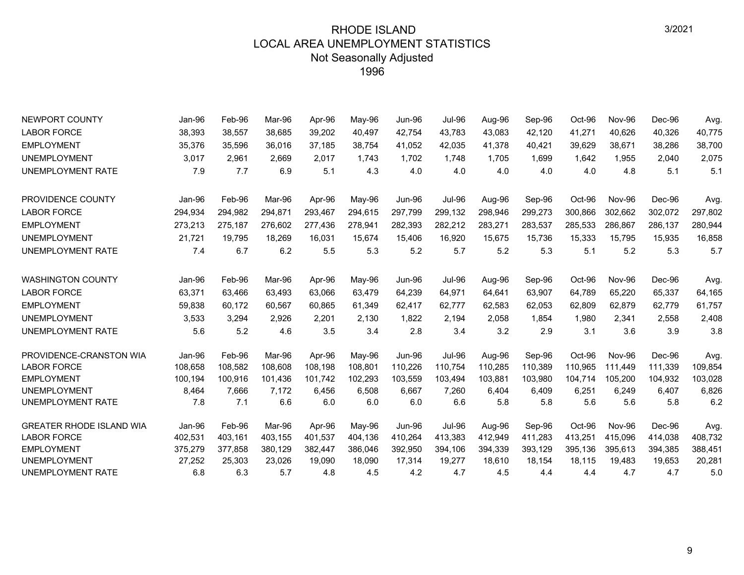# RHODE ISLAND
## LOCAL AREA UNEMPLOYMENT STATISTICS
### Not Seasonally Adjusted
### 1996

3/2021

| NEWPORT COUNTY | Jan-96 | Feb-96 | Mar-96 | Apr-96 | May-96 | Jun-96 | Jul-96 | Aug-96 | Sep-96 | Oct-96 | Nov-96 | Dec-96 | Avg. |
|---|---|---|---|---|---|---|---|---|---|---|---|---|---|
| LABOR FORCE | 38,393 | 38,557 | 38,685 | 39,202 | 40,497 | 42,754 | 43,783 | 43,083 | 42,120 | 41,271 | 40,626 | 40,326 | 40,775 |
| EMPLOYMENT | 35,376 | 35,596 | 36,016 | 37,185 | 38,754 | 41,052 | 42,035 | 41,378 | 40,421 | 39,629 | 38,671 | 38,286 | 38,700 |
| UNEMPLOYMENT | 3,017 | 2,961 | 2,669 | 2,017 | 1,743 | 1,702 | 1,748 | 1,705 | 1,699 | 1,642 | 1,955 | 2,040 | 2,075 |
| UNEMPLOYMENT RATE | 7.9 | 7.7 | 6.9 | 5.1 | 4.3 | 4.0 | 4.0 | 4.0 | 4.0 | 4.0 | 4.8 | 5.1 | 5.1 |

| PROVIDENCE COUNTY | Jan-96 | Feb-96 | Mar-96 | Apr-96 | May-96 | Jun-96 | Jul-96 | Aug-96 | Sep-96 | Oct-96 | Nov-96 | Dec-96 | Avg. |
|---|---|---|---|---|---|---|---|---|---|---|---|---|---|
| LABOR FORCE | 294,934 | 294,982 | 294,871 | 293,467 | 294,615 | 297,799 | 299,132 | 298,946 | 299,273 | 300,866 | 302,662 | 302,072 | 297,802 |
| EMPLOYMENT | 273,213 | 275,187 | 276,602 | 277,436 | 278,941 | 282,393 | 282,212 | 283,271 | 283,537 | 285,533 | 286,867 | 286,137 | 280,944 |
| UNEMPLOYMENT | 21,721 | 19,795 | 18,269 | 16,031 | 15,674 | 15,406 | 16,920 | 15,675 | 15,736 | 15,333 | 15,795 | 15,935 | 16,858 |
| UNEMPLOYMENT RATE | 7.4 | 6.7 | 6.2 | 5.5 | 5.3 | 5.2 | 5.7 | 5.2 | 5.3 | 5.1 | 5.2 | 5.3 | 5.7 |

| WASHINGTON COUNTY | Jan-96 | Feb-96 | Mar-96 | Apr-96 | May-96 | Jun-96 | Jul-96 | Aug-96 | Sep-96 | Oct-96 | Nov-96 | Dec-96 | Avg. |
|---|---|---|---|---|---|---|---|---|---|---|---|---|---|
| LABOR FORCE | 63,371 | 63,466 | 63,493 | 63,066 | 63,479 | 64,239 | 64,971 | 64,641 | 63,907 | 64,789 | 65,220 | 65,337 | 64,165 |
| EMPLOYMENT | 59,838 | 60,172 | 60,567 | 60,865 | 61,349 | 62,417 | 62,777 | 62,583 | 62,053 | 62,809 | 62,879 | 62,779 | 61,757 |
| UNEMPLOYMENT | 3,533 | 3,294 | 2,926 | 2,201 | 2,130 | 1,822 | 2,194 | 2,058 | 1,854 | 1,980 | 2,341 | 2,558 | 2,408 |
| UNEMPLOYMENT RATE | 5.6 | 5.2 | 4.6 | 3.5 | 3.4 | 2.8 | 3.4 | 3.2 | 2.9 | 3.1 | 3.6 | 3.9 | 3.8 |

| PROVIDENCE-CRANSTON WIA | Jan-96 | Feb-96 | Mar-96 | Apr-96 | May-96 | Jun-96 | Jul-96 | Aug-96 | Sep-96 | Oct-96 | Nov-96 | Dec-96 | Avg. |
|---|---|---|---|---|---|---|---|---|---|---|---|---|---|
| LABOR FORCE | 108,658 | 108,582 | 108,608 | 108,198 | 108,801 | 110,226 | 110,754 | 110,285 | 110,389 | 110,965 | 111,449 | 111,339 | 109,854 |
| EMPLOYMENT | 100,194 | 100,916 | 101,436 | 101,742 | 102,293 | 103,559 | 103,494 | 103,881 | 103,980 | 104,714 | 105,200 | 104,932 | 103,028 |
| UNEMPLOYMENT | 8,464 | 7,666 | 7,172 | 6,456 | 6,508 | 6,667 | 7,260 | 6,404 | 6,409 | 6,251 | 6,249 | 6,407 | 6,826 |
| UNEMPLOYMENT RATE | 7.8 | 7.1 | 6.6 | 6.0 | 6.0 | 6.0 | 6.6 | 5.8 | 5.8 | 5.6 | 5.6 | 5.8 | 6.2 |

| GREATER RHODE ISLAND WIA | Jan-96 | Feb-96 | Mar-96 | Apr-96 | May-96 | Jun-96 | Jul-96 | Aug-96 | Sep-96 | Oct-96 | Nov-96 | Dec-96 | Avg. |
|---|---|---|---|---|---|---|---|---|---|---|---|---|---|
| LABOR FORCE | 402,531 | 403,161 | 403,155 | 401,537 | 404,136 | 410,264 | 413,383 | 412,949 | 411,283 | 413,251 | 415,096 | 414,038 | 408,732 |
| EMPLOYMENT | 375,279 | 377,858 | 380,129 | 382,447 | 386,046 | 392,950 | 394,106 | 394,339 | 393,129 | 395,136 | 395,613 | 394,385 | 388,451 |
| UNEMPLOYMENT | 27,252 | 25,303 | 23,026 | 19,090 | 18,090 | 17,314 | 19,277 | 18,610 | 18,154 | 18,115 | 19,483 | 19,653 | 20,281 |
| UNEMPLOYMENT RATE | 6.8 | 6.3 | 5.7 | 4.8 | 4.5 | 4.2 | 4.7 | 4.5 | 4.4 | 4.4 | 4.7 | 4.7 | 5.0 |